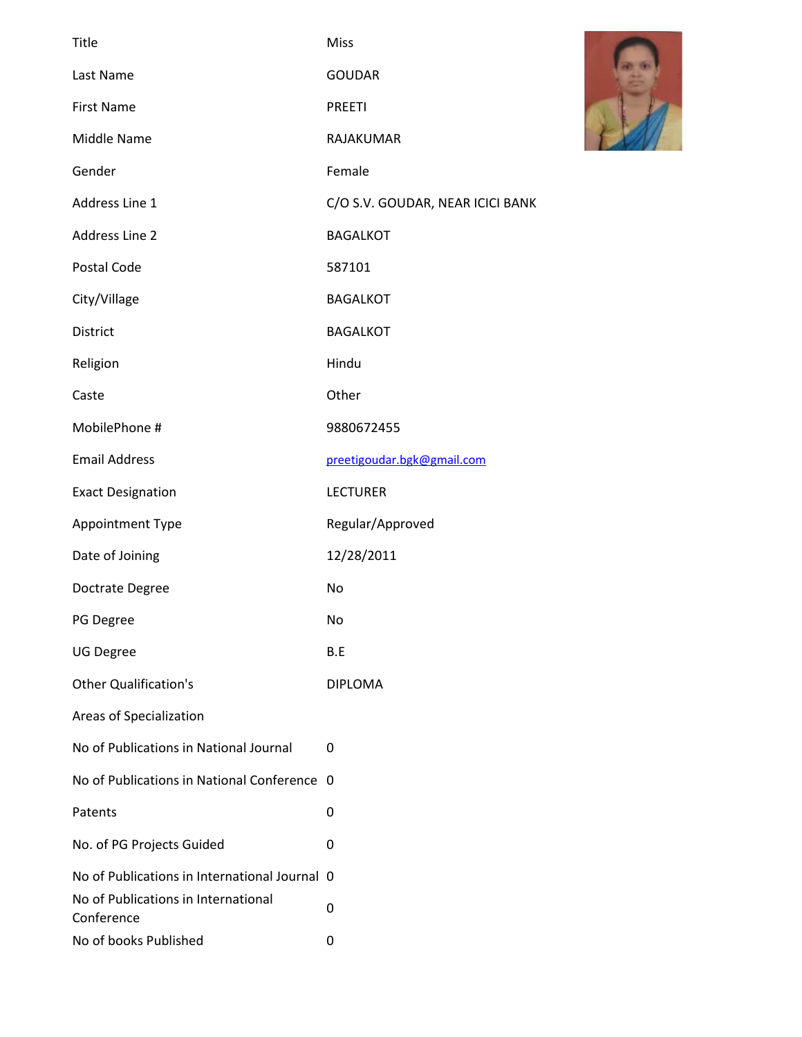| | |
|---|---|
| Title | Miss |
| Last Name | GOUDAR |
| First Name | PREETI |
| Middle Name | RAJAKUMAR |
| Gender | Female |
| Address Line 1 | C/O S.V. GOUDAR, NEAR ICICI BANK |
| Address Line 2 | BAGALKOT |
| Postal Code | 587101 |
| City/Village | BAGALKOT |
| District | BAGALKOT |
| Religion | Hindu |
| Caste | Other |
| MobilePhone # | 9880672455 |
| Email Address | preetigoudar.bgk@gmail.com |
| Exact Designation | LECTURER |
| Appointment Type | Regular/Approved |
| Date of Joining | 12/28/2011 |
| Doctrate Degree | No |
| PG Degree | No |
| UG Degree | B.E |
| Other Qualification's | DIPLOMA |
| Areas of Specialization | |
| No of Publications in National Journal | 0 |
| No of Publications in National Conference | 0 |
| Patents | 0 |
| No. of PG Projects Guided | 0 |
| No of Publications in International Journal | 0 |
| No of Publications in International Conference | 0 |
| No of books Published | 0 |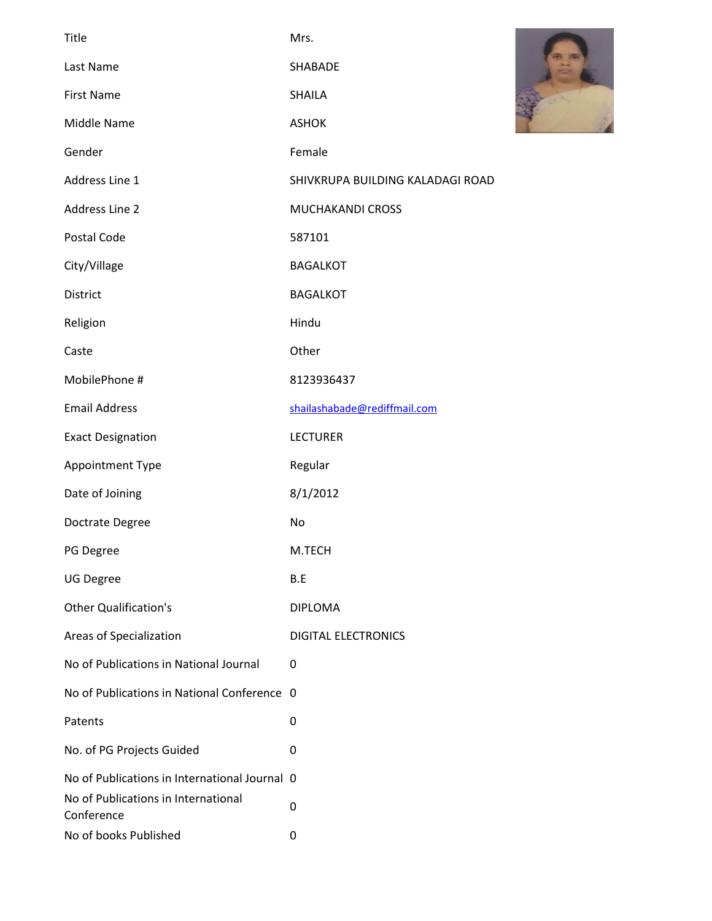| Title | Mrs. |
|---|---|
| Last Name | SHABADE |
| First Name | SHAILA |
| Middle Name | ASHOK |
| Gender | Female |
| Address Line 1 | SHIVKRUPA BUILDING KALADAGI ROAD |
| Address Line 2 | MUCHAKANDI CROSS |
| Postal Code | 587101 |
| City/Village | BAGALKOT |
| District | BAGALKOT |
| Religion | Hindu |
| Caste | Other |
| MobilePhone # | 8123936437 |
| Email Address | shailashabade@rediffmail.com |
| Exact Designation | LECTURER |
| Appointment Type | Regular |
| Date of Joining | 8/1/2012 |
| Doctrate Degree | No |
| PG Degree | M.TECH |
| UG Degree | B.E |
| Other Qualification's | DIPLOMA |
| Areas of Specialization | DIGITAL ELECTRONICS |
| No of Publications in National Journal | 0 |
| No of Publications in National Conference | 0 |
| Patents | 0 |
| No. of PG Projects Guided | 0 |
| No of Publications in International Journal | 0 |
| No of Publications in International Conference | 0 |
| No of books Published | 0 |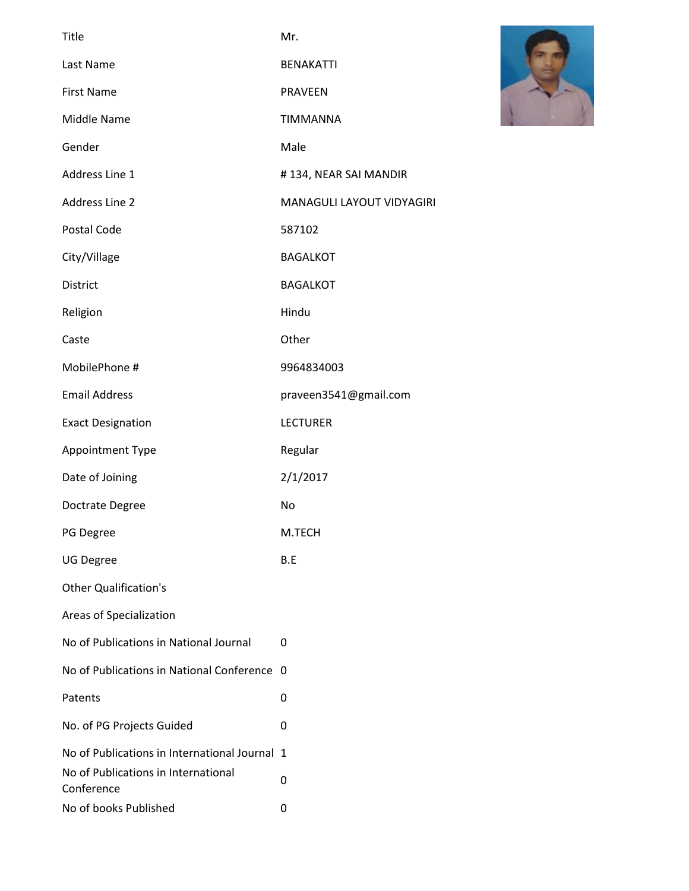| | |
|---|---|
| Title | Mr. |
| Last Name | BENAKATTI |
| First Name | PRAVEEN |
| Middle Name | TIMMANNA |
| Gender | Male |
| Address Line 1 | # 134, NEAR SAI MANDIR |
| Address Line 2 | MANAGULI LAYOUT VIDYAGIRI |
| Postal Code | 587102 |
| City/Village | BAGALKOT |
| District | BAGALKOT |
| Religion | Hindu |
| Caste | Other |
| MobilePhone # | 9964834003 |
| Email Address | praveen3541@gmail.com |
| Exact Designation | LECTURER |
| Appointment Type | Regular |
| Date of Joining | 2/1/2017 |
| Doctrate Degree | No |
| PG Degree | M.TECH |
| UG Degree | B.E |
| Other Qualification's | |
| Areas of Specialization | |
| No of Publications in National Journal | 0 |
| No of Publications in National Conference | 0 |
| Patents | 0 |
| No. of PG Projects Guided | 0 |
| No of Publications in International Journal | 1 |
| No of Publications in International Conference | 0 |
| No of books Published | 0 |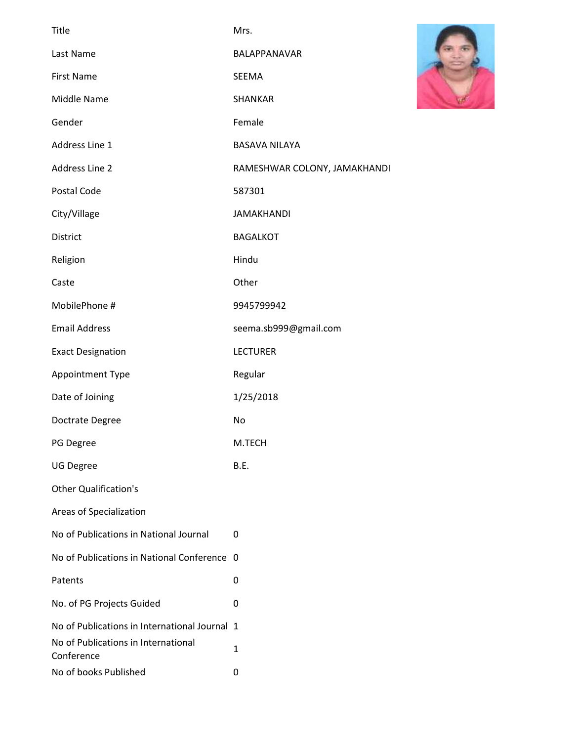| | |
|---|---|
| Title | Mrs. |
| Last Name | BALAPPANAVAR |
| First Name | SEEMA |
| Middle Name | SHANKAR |
| Gender | Female |
| Address Line 1 | BASAVA NILAYA |
| Address Line 2 | RAMESHWAR COLONY, JAMAKHANDI |
| Postal Code | 587301 |
| City/Village | JAMAKHANDI |
| District | BAGALKOT |
| Religion | Hindu |
| Caste | Other |
| MobilePhone # | 9945799942 |
| Email Address | seema.sb999@gmail.com |
| Exact Designation | LECTURER |
| Appointment Type | Regular |
| Date of Joining | 1/25/2018 |
| Doctrate Degree | No |
| PG Degree | M.TECH |
| UG Degree | B.E. |
| Other Qualification's | |
| Areas of Specialization | |
| No of Publications in National Journal | 0 |
| No of Publications in National Conference | 0 |
| Patents | 0 |
| No. of PG Projects Guided | 0 |
| No of Publications in International Journal | 1 |
| No of Publications in International Conference | 1 |
| No of books Published | 0 |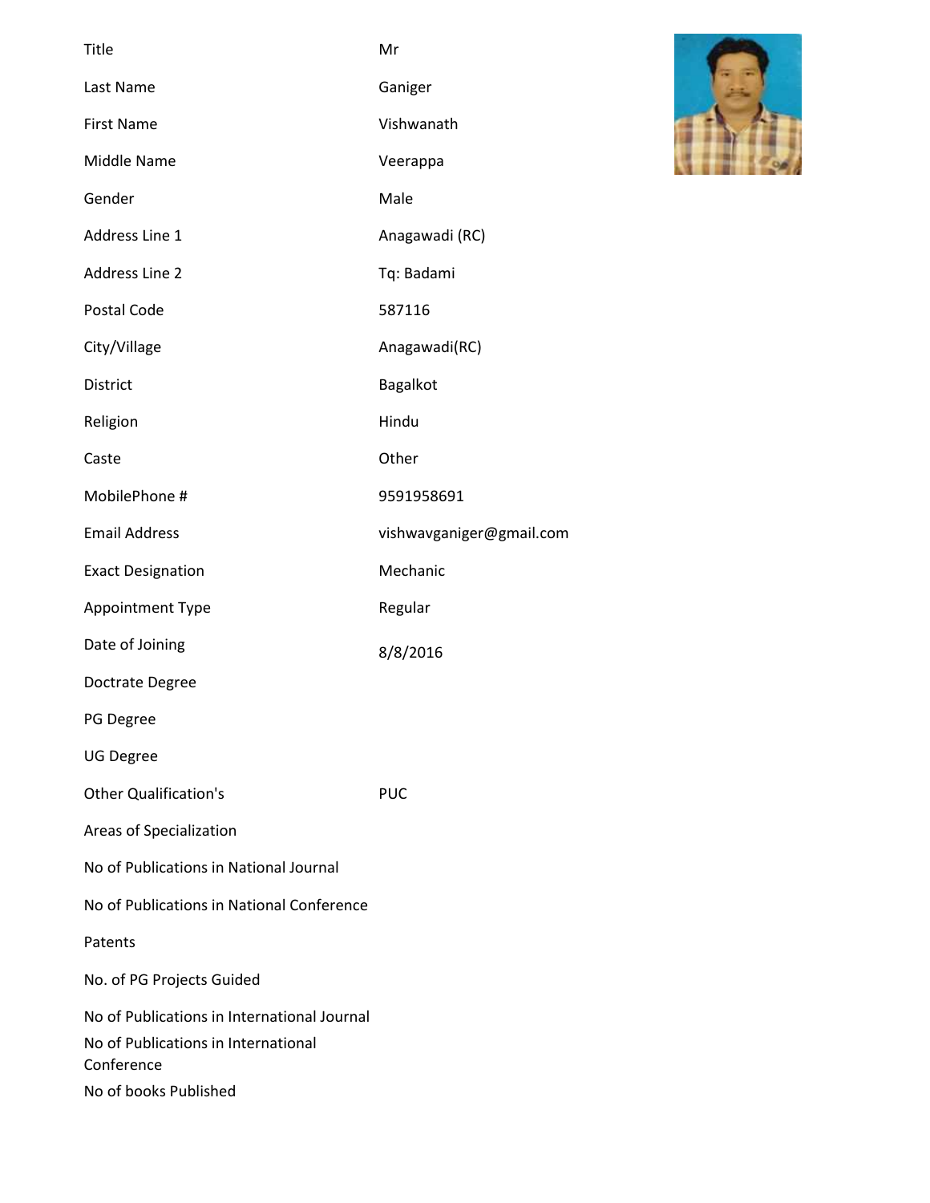| Title | Mr |
| --- | --- |
| Last Name | Ganiger |
| First Name | Vishwanath |
| Middle Name | Veerappa |
| Gender | Male |
| Address Line 1 | Anagawadi (RC) |
| Address Line 2 | Tq: Badami |
| Postal Code | 587116 |
| City/Village | Anagawadi(RC) |
| District | Bagalkot |
| Religion | Hindu |
| Caste | Other |
| MobilePhone # | 9591958691 |
| Email Address | vishwavganiger@gmail.com |
| Exact Designation | Mechanic |
| Appointment Type | Regular |
| Date of Joining | 8/8/2016 |
| Doctrate Degree | |
| PG Degree | |
| UG Degree | |
| Other Qualification's | PUC |
| Areas of Specialization | |
| No of Publications in National Journal | |
| No of Publications in National Conference | |
| Patents | |
| No. of PG Projects Guided | |
| No of Publications in International Journal | |
| No of Publications in International Conference | |
| No of books Published | |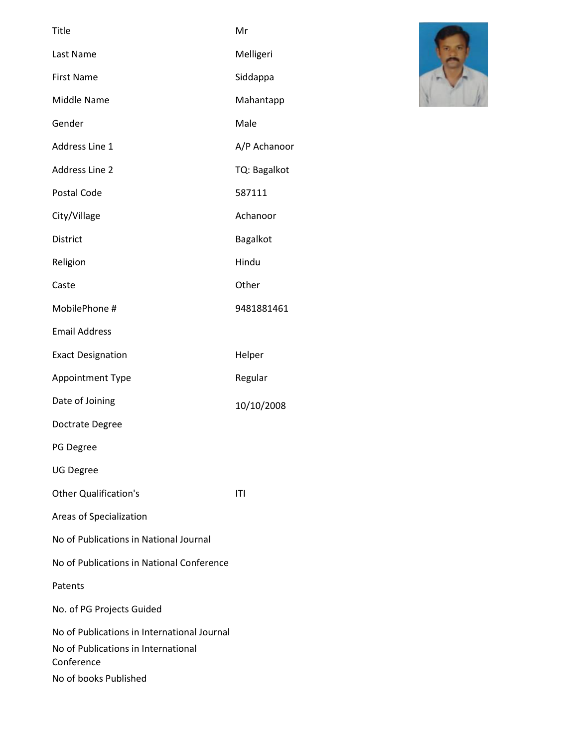| Title | Mr |
| --- | --- |
| Last Name | Melligeri |
| First Name | Siddappa |
| Middle Name | Mahantapp |
| Gender | Male |
| Address Line 1 | A/P Achanoor |
| Address Line 2 | TQ: Bagalkot |
| Postal Code | 587111 |
| City/Village | Achanoor |
| District | Bagalkot |
| Religion | Hindu |
| Caste | Other |
| MobilePhone # | 9481881461 |
| Email Address | |
| Exact Designation | Helper |
| Appointment Type | Regular |
| Date of Joining | 10/10/2008 |
| Doctrate Degree | |
| PG Degree | |
| UG Degree | |
| Other Qualification's | ITI |
| Areas of Specialization | |
| No of Publications in National Journal | |
| No of Publications in National Conference | |
| Patents | |
| No. of PG Projects Guided | |
| No of Publications in International Journal | |
| No of Publications in International Conference | |
| No of books Published | |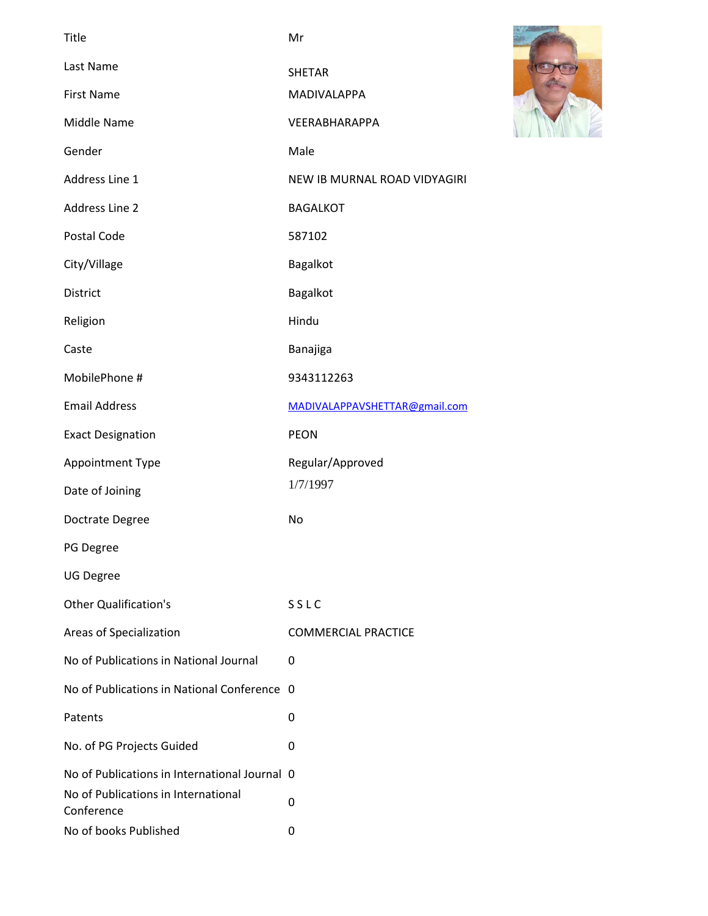| | |
|---|---|
| Title | Mr |
| Last Name | SHETAR |
| First Name | MADIVALAPPA |
| Middle Name | VEERABHARAPPA |
| Gender | Male |
| Address Line 1 | NEW IB MURNAL ROAD VIDYAGIRI |
| Address Line 2 | BAGALKOT |
| Postal Code | 587102 |
| City/Village | Bagalkot |
| District | Bagalkot |
| Religion | Hindu |
| Caste | Banajiga |
| MobilePhone # | 9343112263 |
| Email Address | MADIVALAPPAVSHETTAR@gmail.com |
| Exact Designation | PEON |
| Appointment Type | Regular/Approved |
| Date of Joining | 1/7/1997 |
| Doctrate Degree | No |
| PG Degree | |
| UG Degree | |
| Other Qualification's | S S L C |
| Areas of Specialization | COMMERCIAL PRACTICE |
| No of Publications in National Journal | 0 |
| No of Publications in National Conference | 0 |
| Patents | 0 |
| No. of PG Projects Guided | 0 |
| No of Publications in International Journal | 0 |
| No of Publications in International Conference | 0 |
| No of books Published | 0 |